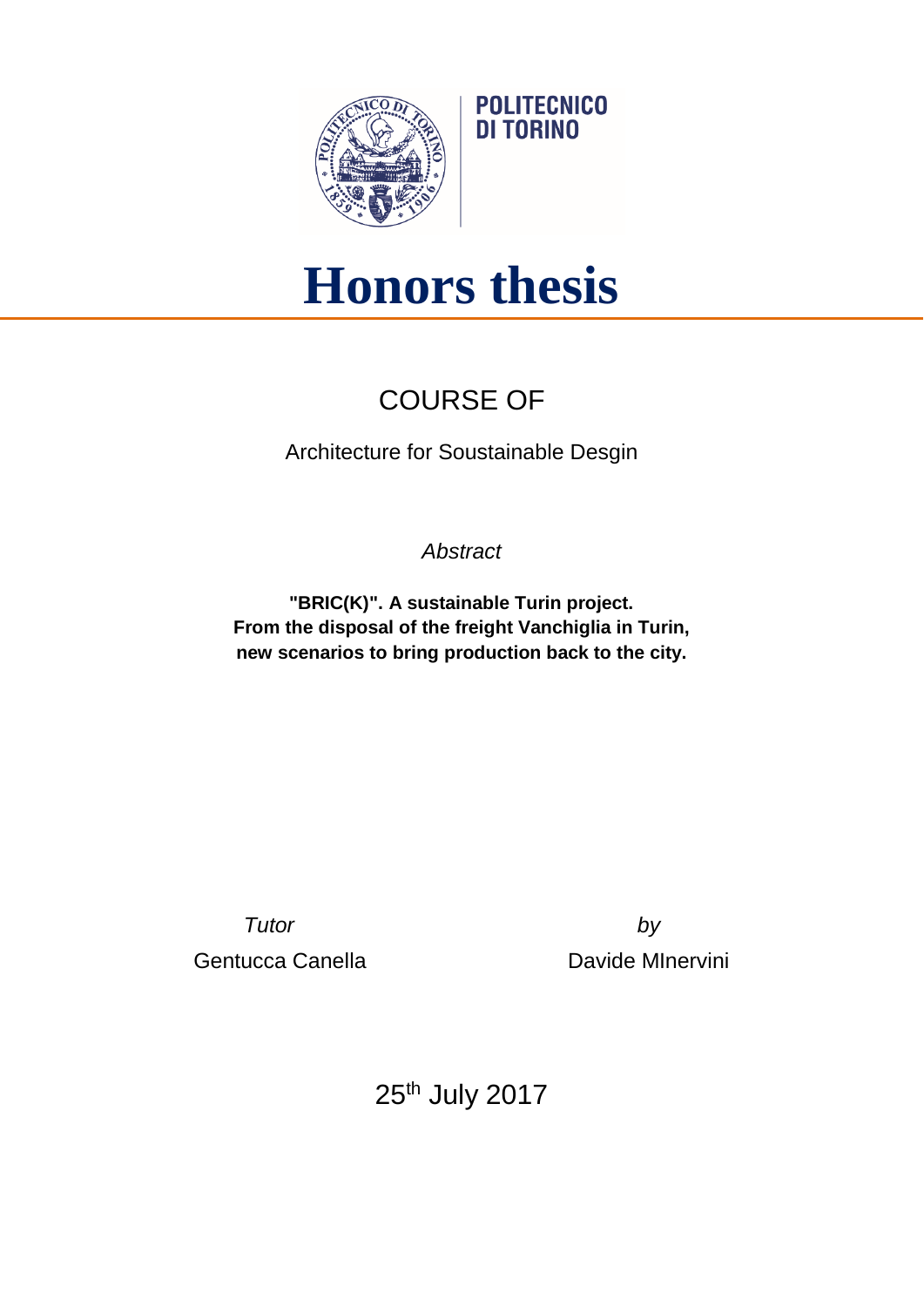POLITECNICO DI TORINO

# Honors thesis

## COURSE OF

Architecture for Soustainable Desgin

*Abstract*

**"BRIC(K)". A sustainable Turin project.**
**From the disposal of the freight Vanchiglia in Turin,**
**new scenarios to bring production back to the city.**

*Tutor*
Gentucca Canella

*by*
Davide MInervini

25th July 2017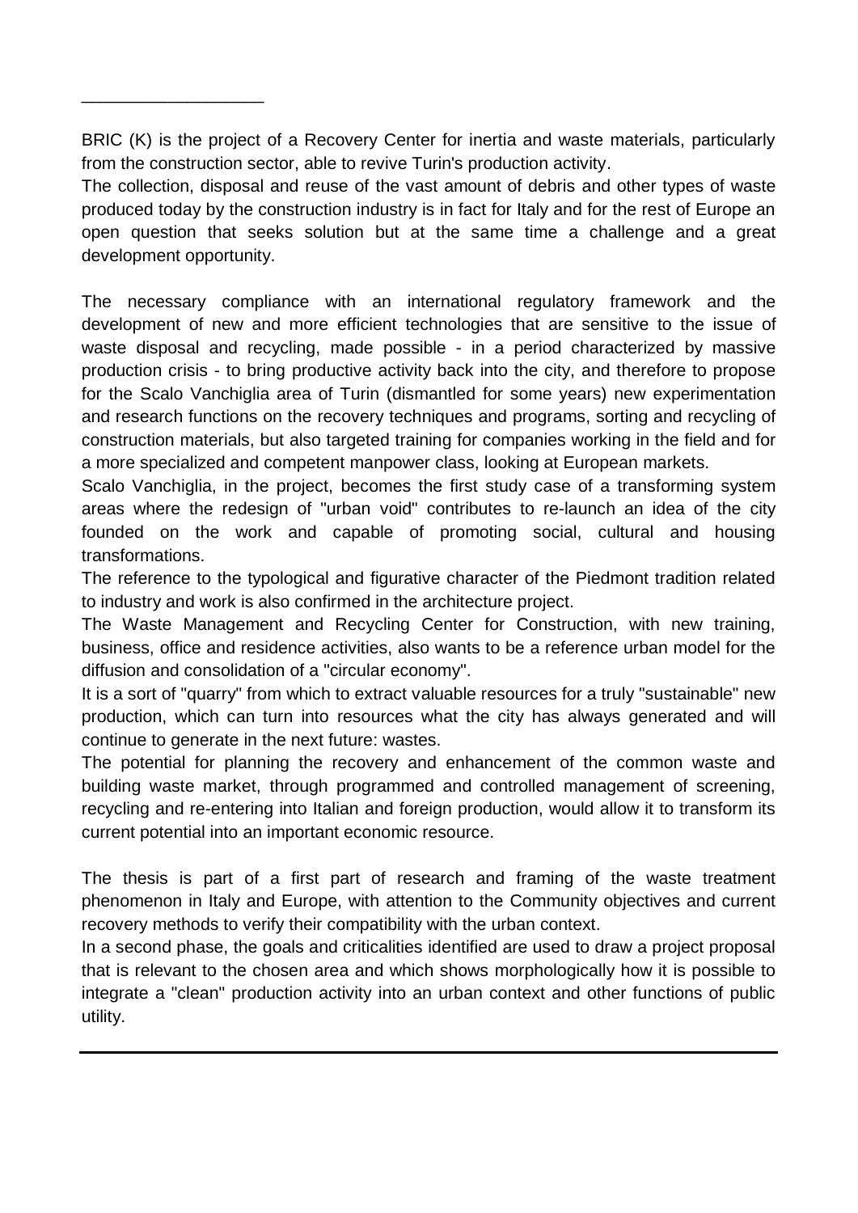BRIC (K) is the project of a Recovery Center for inertia and waste materials, particularly from the construction sector, able to revive Turin's production activity.
The collection, disposal and reuse of the vast amount of debris and other types of waste produced today by the construction industry is in fact for Italy and for the rest of Europe an open question that seeks solution but at the same time a challenge and a great development opportunity.

The necessary compliance with an international regulatory framework and the development of new and more efficient technologies that are sensitive to the issue of waste disposal and recycling, made possible - in a period characterized by massive production crisis - to bring productive activity back into the city, and therefore to propose for the Scalo Vanchiglia area of Turin (dismantled for some years) new experimentation and research functions on the recovery techniques and programs, sorting and recycling of construction materials, but also targeted training for companies working in the field and for a more specialized and competent manpower class, looking at European markets.
Scalo Vanchiglia, in the project, becomes the first study case of a transforming system areas where the redesign of "urban void" contributes to re-launch an idea of the city founded on the work and capable of promoting social, cultural and housing transformations.
The reference to the typological and figurative character of the Piedmont tradition related to industry and work is also confirmed in the architecture project.
The Waste Management and Recycling Center for Construction, with new training, business, office and residence activities, also wants to be a reference urban model for the diffusion and consolidation of a "circular economy".
It is a sort of "quarry" from which to extract valuable resources for a truly "sustainable" new production, which can turn into resources what the city has always generated and will continue to generate in the next future: wastes.
The potential for planning the recovery and enhancement of the common waste and building waste market, through programmed and controlled management of screening, recycling and re-entering into Italian and foreign production, would allow it to transform its current potential into an important economic resource.

The thesis is part of a first part of research and framing of the waste treatment phenomenon in Italy and Europe, with attention to the Community objectives and current recovery methods to verify their compatibility with the urban context.
In a second phase, the goals and criticalities identified are used to draw a project proposal that is relevant to the chosen area and which shows morphologically how it is possible to integrate a "clean" production activity into an urban context and other functions of public utility.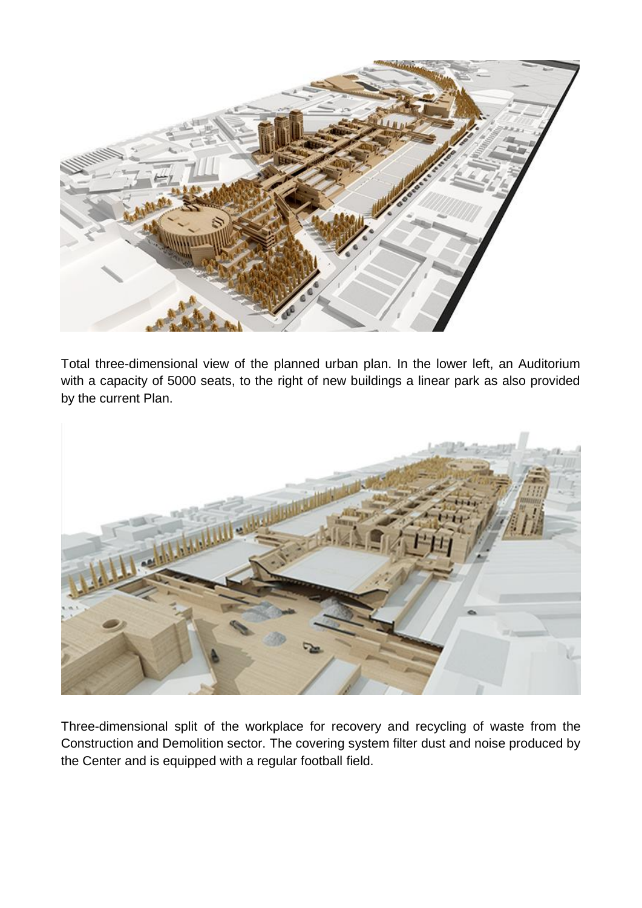Total three-dimensional view of the planned urban plan. In the lower left, an Auditorium with a capacity of 5000 seats, to the right of new buildings a linear park as also provided by the current Plan.

Three-dimensional split of the workplace for recovery and recycling of waste from the Construction and Demolition sector. The covering system filter dust and noise produced by the Center and is equipped with a regular football field.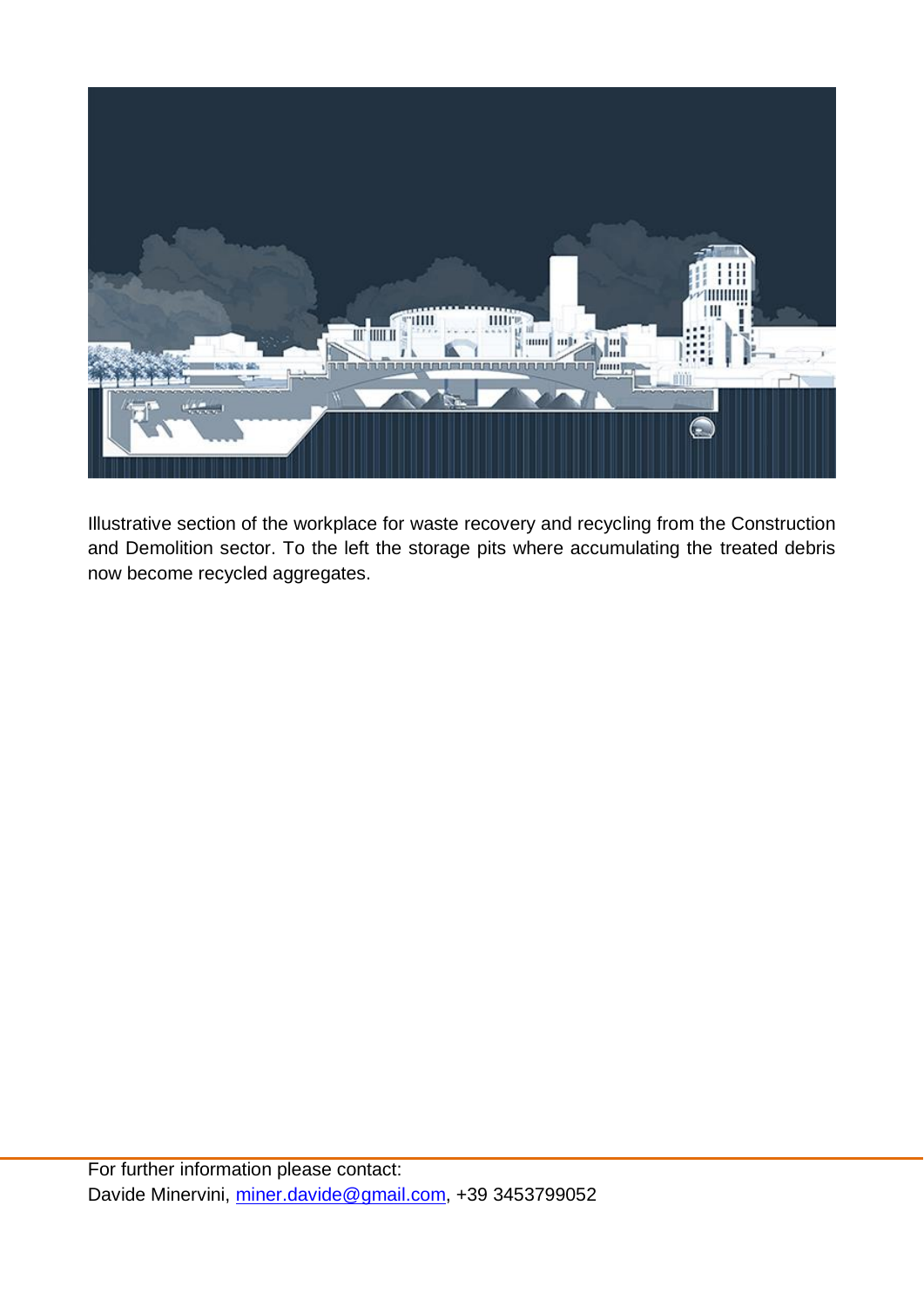Illustrative section of the workplace for waste recovery and recycling from the Construction and Demolition sector. To the left the storage pits where accumulating the treated debris now become recycled aggregates.

For further information please contact:
Davide Minervini, [miner.davide@gmail.com](mailto:miner.davide@gmail.com), +39 3453799052